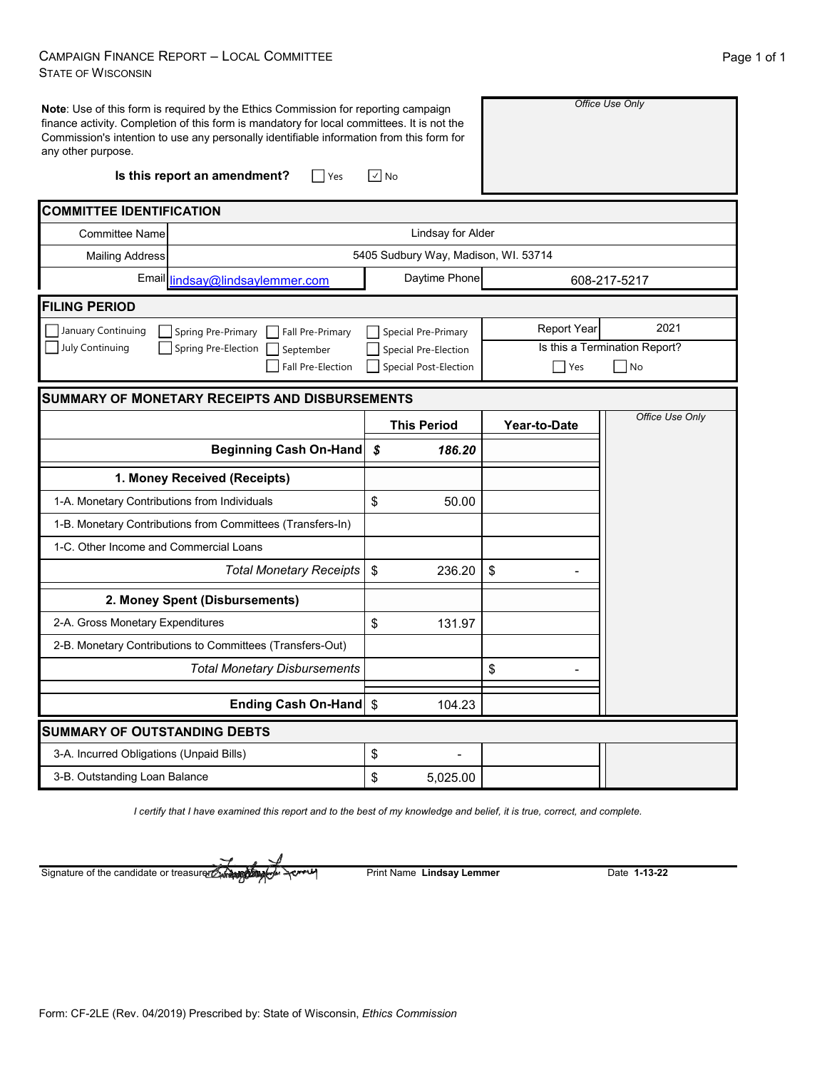# CAMPAIGN FINANCE REPORT – LOCAL COMMITTEE
STATE OF WISCONSIN

**Note**: Use of this form is required by the Ethics Commission for reporting campaign finance activity. Completion of this form is mandatory for local committees. It is not the Commission's intention to use any personally identifiable information from this form for any other purpose.

*Office Use Only*

**Is this report an amendment?** ☐ Yes ☑ No

## COMMITTEE IDENTIFICATION

| | |
|---|---|
| Committee Name | Lindsay for Alder |
| Mailing Address | 5405 Sudbury Way, Madison, WI. 53714 |
| Email | lindsay@lindsaylemmer.com |
| Daytime Phone | 608-217-5217 |

## FILING PERIOD

☐ January Continuing ☐ Spring Pre-Primary ☐ Fall Pre-Primary ☐ Special Pre-Primary
☐ July Continuing ☐ Spring Pre-Election ☐ September ☐ Special Pre-Election
☐ Fall Pre-Election ☐ Special Post-Election

Report Year: 2021

Is this a Termination Report? ☐ Yes ☐ No

## SUMMARY OF MONETARY RECEIPTS AND DISBURSEMENTS

| | This Period | Year-to-Date | *Office Use Only* |
|---|---|---|---|
| **Beginning Cash On-Hand** | ***$ 186.20*** | | |
| **1. Money Received (Receipts)** | | | |
| 1-A. Monetary Contributions from Individuals | $ 50.00 | | |
| 1-B. Monetary Contributions from Committees (Transfers-In) | | | |
| 1-C. Other Income and Commercial Loans | | | |
| *Total Monetary Receipts* | $ 236.20 | $ - | |
| **2. Money Spent (Disbursements)** | | | |
| 2-A. Gross Monetary Expenditures | $ 131.97 | | |
| 2-B. Monetary Contributions to Committees (Transfers-Out) | | | |
| *Total Monetary Disbursements* | | $ - | |
| **Ending Cash On-Hand** | $ 104.23 | | |

## SUMMARY OF OUTSTANDING DEBTS

| | | | |
|---|---|---|---|
| 3-A. Incurred Obligations (Unpaid Bills) | $ - | | |
| 3-B. Outstanding Loan Balance | $ 5,025.00 | | |

*I certify that I have examined this report and to the best of my knowledge and belief, it is true, correct, and complete.*

Signature of the candidate or treasurer: [signature] Print Name **Lindsay Lemmer** Date **1-13-22**

Form: CF-2LE (Rev. 04/2019) Prescribed by: State of Wisconsin, *Ethics Commission*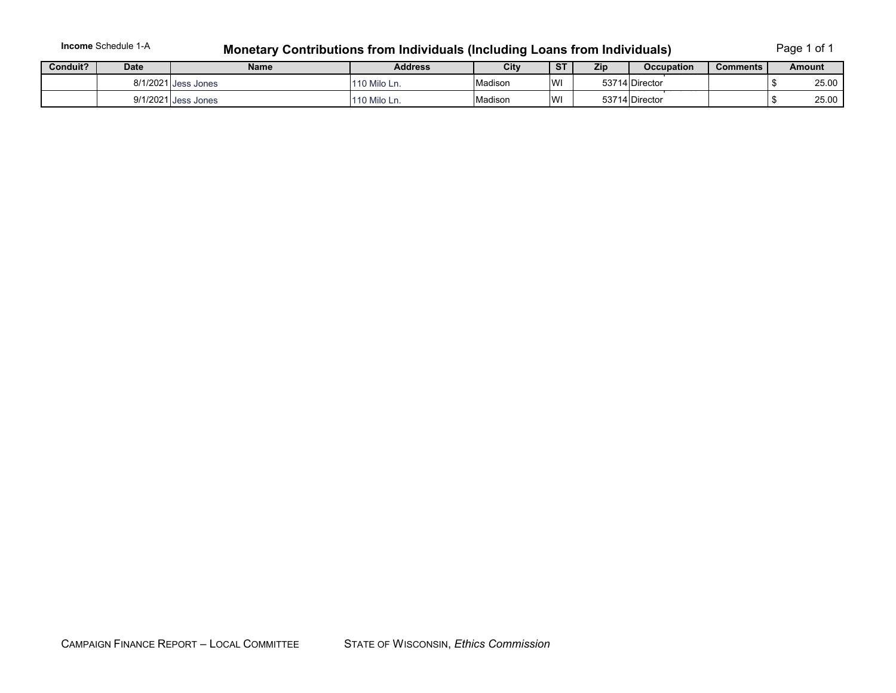**Income** Schedule 1-A

# Monetary Contributions from Individuals (Including Loans from Individuals)

| Conduit? | Date | Name | Address | City | ST | Zip | Occupation | Comments | Amount |
|---|---|---|---|---|---|---|---|---|---|
| | 8/1/2021 | Jess Jones | 110 Milo Ln. | Madison | WI | 53714 | Director | | $ 25.00 |
| | 9/1/2021 | Jess Jones | 110 Milo Ln. | Madison | WI | 53714 | Director | | $ 25.00 |

CAMPAIGN FINANCE REPORT – LOCAL COMMITTEE    STATE OF WISCONSIN, *Ethics Commission*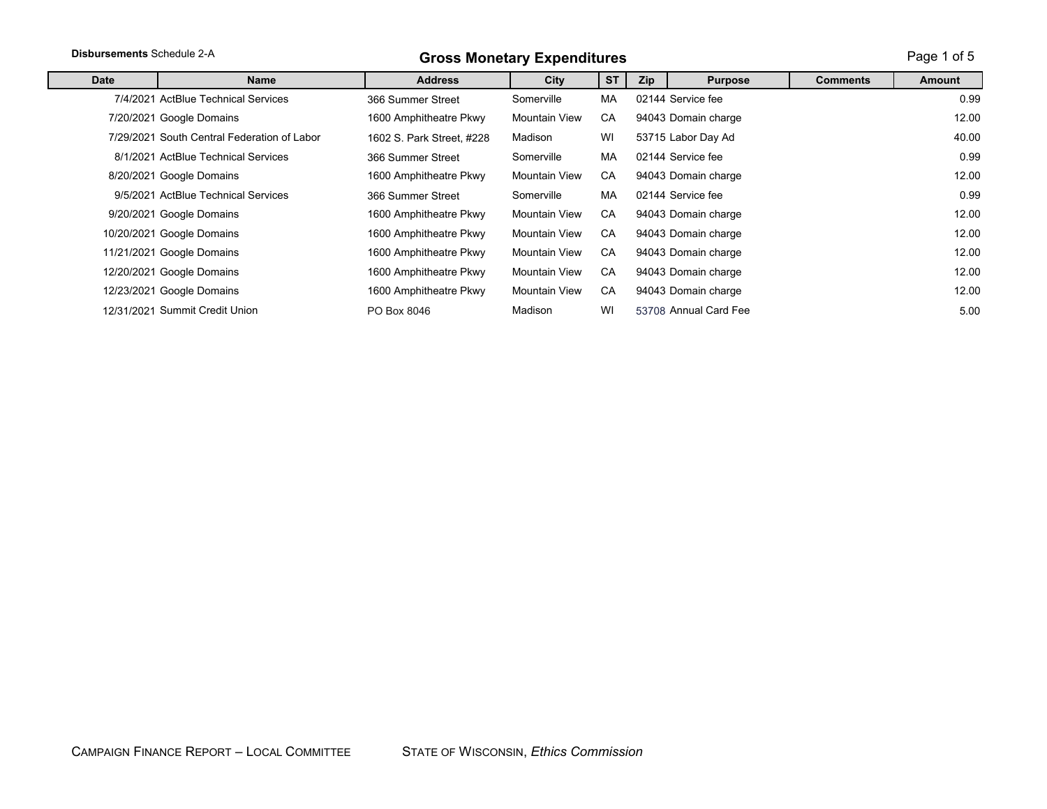**Disbursements** Schedule 2-A

## Gross Monetary Expenditures

| Date | Name | Address | City | ST | Zip | Purpose | Comments | Amount |
|---|---|---|---|---|---|---|---|---|
| 7/4/2021 | ActBlue Technical Services | 366 Summer Street | Somerville | MA | 02144 | Service fee | | 0.99 |
| 7/20/2021 | Google Domains | 1600 Amphitheatre Pkwy | Mountain View | CA | 94043 | Domain charge | | 12.00 |
| 7/29/2021 | South Central Federation of Labor | 1602 S. Park Street, #228 | Madison | WI | 53715 | Labor Day Ad | | 40.00 |
| 8/1/2021 | ActBlue Technical Services | 366 Summer Street | Somerville | MA | 02144 | Service fee | | 0.99 |
| 8/20/2021 | Google Domains | 1600 Amphitheatre Pkwy | Mountain View | CA | 94043 | Domain charge | | 12.00 |
| 9/5/2021 | ActBlue Technical Services | 366 Summer Street | Somerville | MA | 02144 | Service fee | | 0.99 |
| 9/20/2021 | Google Domains | 1600 Amphitheatre Pkwy | Mountain View | CA | 94043 | Domain charge | | 12.00 |
| 10/20/2021 | Google Domains | 1600 Amphitheatre Pkwy | Mountain View | CA | 94043 | Domain charge | | 12.00 |
| 11/21/2021 | Google Domains | 1600 Amphitheatre Pkwy | Mountain View | CA | 94043 | Domain charge | | 12.00 |
| 12/20/2021 | Google Domains | 1600 Amphitheatre Pkwy | Mountain View | CA | 94043 | Domain charge | | 12.00 |
| 12/23/2021 | Google Domains | 1600 Amphitheatre Pkwy | Mountain View | CA | 94043 | Domain charge | | 12.00 |
| 12/31/2021 | Summit Credit Union | PO Box 8046 | Madison | WI | 53708 | Annual Card Fee | | 5.00 |